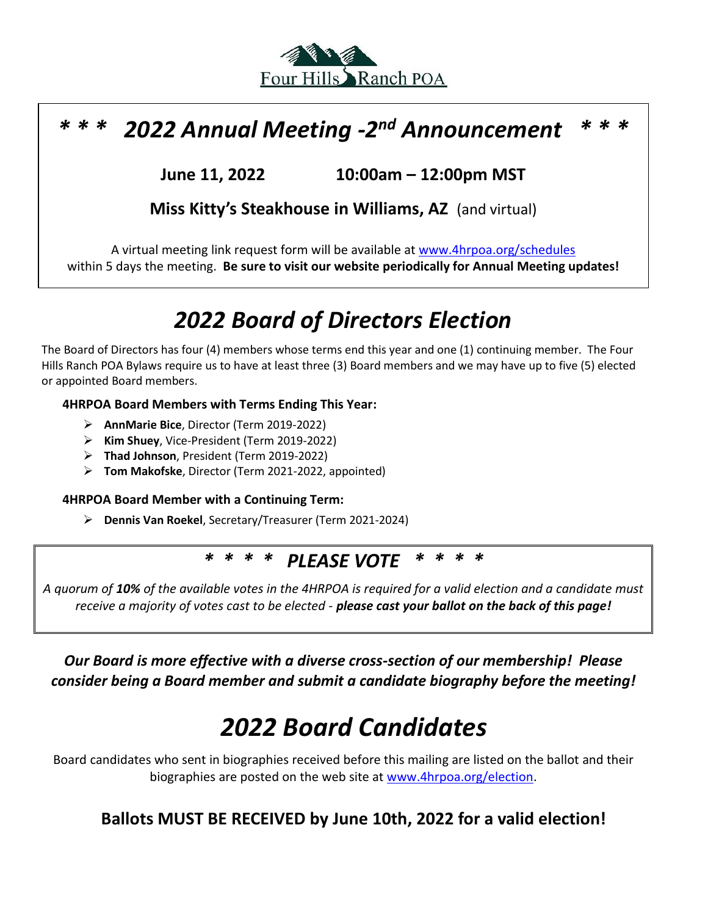Four Hills Ranch POA

# *\* \* \*  2022 Annual Meeting -2nd Announcement  \* \* \**

**June 11, 2022 10:00am – 12:00pm MST**

**Miss Kitty's Steakhouse in Williams, AZ** (and virtual)

A virtual meeting link request form will be available at www.4hrpoa.org/schedules within 5 days the meeting. **Be sure to visit our website periodically for Annual Meeting updates!**

# *2022 Board of Directors Election*

The Board of Directors has four (4) members whose terms end this year and one (1) continuing member. The Four Hills Ranch POA Bylaws require us to have at least three (3) Board members and we may have up to five (5) elected or appointed Board members.

**4HRPOA Board Members with Terms Ending This Year:**

- **AnnMarie Bice**, Director (Term 2019-2022)
- **Kim Shuey**, Vice-President (Term 2019-2022)
- **Thad Johnson**, President (Term 2019-2022)
- **Tom Makofske**, Director (Term 2021-2022, appointed)

**4HRPOA Board Member with a Continuing Term:**

- **Dennis Van Roekel**, Secretary/Treasurer (Term 2021-2024)

## *\* \* \* \*  PLEASE VOTE  \* \* \* \**

*A quorum of **10%** of the available votes in the 4HRPOA is required for a valid election and a candidate must receive a majority of votes cast to be elected - **please cast your ballot on the back of this page!***

***Our Board is more effective with a diverse cross-section of our membership! Please consider being a Board member and submit a candidate biography before the meeting!***

# *2022 Board Candidates*

Board candidates who sent in biographies received before this mailing are listed on the ballot and their biographies are posted on the web site at www.4hrpoa.org/election.

**Ballots MUST BE RECEIVED by June 10th, 2022 for a valid election!**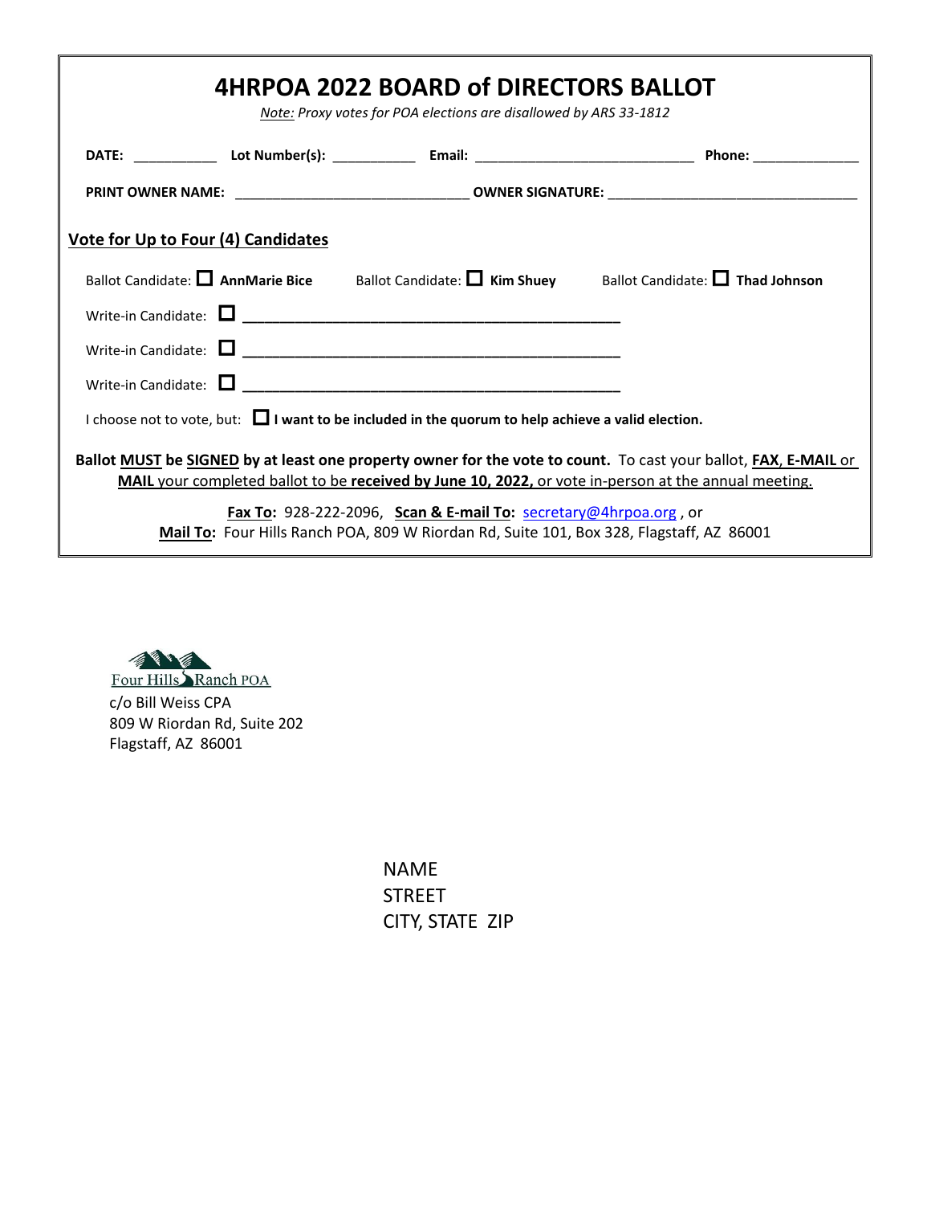# 4HRPOA 2022 BOARD of DIRECTORS BALLOT

*Note: Proxy votes for POA elections are disallowed by ARS 33-1812*

**DATE:** ___________ **Lot Number(s):** ___________ **Email:** _____________________________ **Phone:** ______________

**PRINT OWNER NAME:** _______________________________ **OWNER SIGNATURE:** _________________________________

## Vote for Up to Four (4) Candidates

Ballot Candidate: ☐ **AnnMarie Bice** Ballot Candidate: ☐ **Kim Shuey** Ballot Candidate: ☐ **Thad Johnson**

Write-in Candidate: ☐ _________________________________________________

Write-in Candidate: ☐ _________________________________________________

Write-in Candidate: ☐ _________________________________________________

I choose not to vote, but: ☐ **I want to be included in the quorum to help achieve a valid election.**

**Ballot MUST be SIGNED by at least one property owner for the vote to count.** To cast your ballot, **FAX**, **E-MAIL** or **MAIL** your completed ballot to be **received by June 10, 2022,** or vote in-person at the annual meeting.

**Fax To:** 928-222-2096, **Scan & E-mail To:** secretary@4hrpoa.org , or
**Mail To:** Four Hills Ranch POA, 809 W Riordan Rd, Suite 101, Box 328, Flagstaff, AZ 86001

Four Hills Ranch POA
c/o Bill Weiss CPA
809 W Riordan Rd, Suite 202
Flagstaff, AZ 86001

NAME
STREET
CITY, STATE ZIP